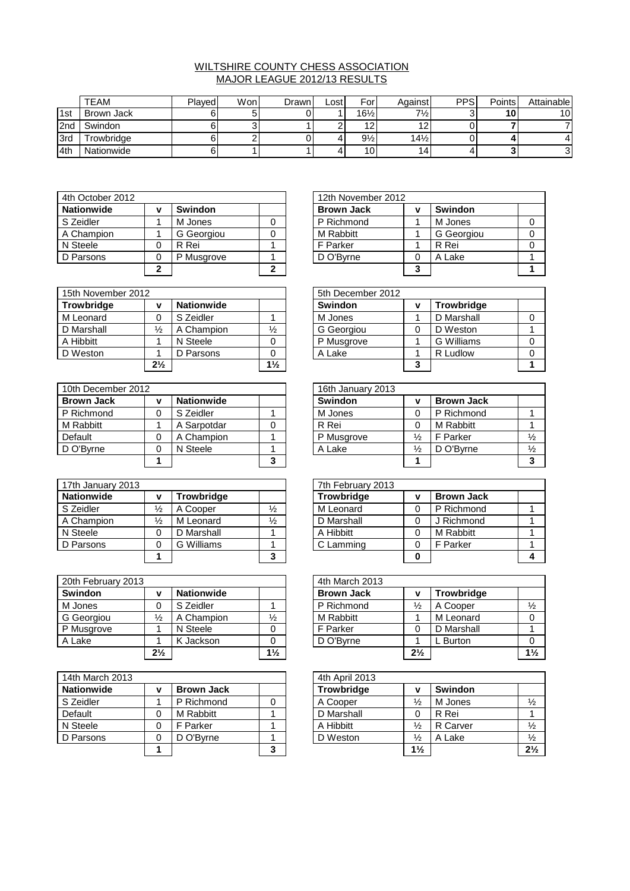# WILTSHIRE COUNTY CHESS ASSOCIATION
## MAJOR LEAGUE 2012/13 RESULTS

| | TEAM | Played | Won | Drawn | Lost | For | Against | PPS | Points | Attainable |
|---|---|---|---|---|---|---|---|---|---|---|
| 1st | Brown Jack | 6 | 5 | 0 | 1 | 16½ | 7½ | 3 | **10** | 10 |
| 2nd | Swindon | 6 | 3 | 1 | 2 | 12 | 12 | 0 | **7** | 7 |
| 3rd | Trowbridge | 6 | 2 | 0 | 4 | 9½ | 14½ | 0 | **4** | 4 |
| 4th | Nationwide | 6 | 1 | 1 | 4 | 10 | 14 | 4 | **3** | 3 |

| 4th October 2012 | | | |
|---|---|---|---|
| **Nationwide** | **v** | **Swindon** | |
| S Zeidler | 1 | M Jones | 0 |
| A Champion | 1 | G Georgiou | 0 |
| N Steele | 0 | R Rei | 1 |
| D Parsons | 0 | P Musgrove | 1 |
| | **2** | | **2** |

| 12th November 2012 | | | |
|---|---|---|---|
| **Brown Jack** | **v** | **Swindon** | |
| P Richmond | 1 | M Jones | 0 |
| M Rabbitt | 1 | G Georgiou | 0 |
| F Parker | 1 | R Rei | 0 |
| D O'Byrne | 0 | A Lake | 1 |
| | **3** | | **1** |

| 15th November 2012 | | | |
|---|---|---|---|
| **Trowbridge** | **v** | **Nationwide** | |
| M Leonard | 0 | S Zeidler | 1 |
| D Marshall | ½ | A Champion | ½ |
| A Hibbitt | 1 | N Steele | 0 |
| D Weston | 1 | D Parsons | 0 |
| | **2½** | | **1½** |

| 5th December 2012 | | | |
|---|---|---|---|
| **Swindon** | **v** | **Trowbridge** | |
| M Jones | 1 | D Marshall | 0 |
| G Georgiou | 0 | D Weston | 1 |
| P Musgrove | 1 | G Williams | 0 |
| A Lake | 1 | R Ludlow | 0 |
| | **3** | | **1** |

| 10th December 2012 | | | |
|---|---|---|---|
| **Brown Jack** | **v** | **Nationwide** | |
| P Richmond | 0 | S Zeidler | 1 |
| M Rabbitt | 1 | A Sarpotdar | 0 |
| Default | 0 | A Champion | 1 |
| D O'Byrne | 0 | N Steele | 1 |
| | **1** | | **3** |

| 16th January 2013 | | | |
|---|---|---|---|
| **Swindon** | **v** | **Brown Jack** | |
| M Jones | 0 | P Richmond | 1 |
| R Rei | 0 | M Rabbitt | 1 |
| P Musgrove | ½ | F Parker | ½ |
| A Lake | ½ | D O'Byrne | ½ |
| | **1** | | **3** |

| 17th January 2013 | | | |
|---|---|---|---|
| **Nationwide** | **v** | **Trowbridge** | |
| S Zeidler | ½ | A Cooper | ½ |
| A Champion | ½ | M Leonard | ½ |
| N Steele | 0 | D Marshall | 1 |
| D Parsons | 0 | G Williams | 1 |
| | **1** | | **3** |

| 7th February 2013 | | | |
|---|---|---|---|
| **Trowbridge** | **v** | **Brown Jack** | |
| M Leonard | 0 | P Richmond | 1 |
| D Marshall | 0 | J Richmond | 1 |
| A Hibbitt | 0 | M Rabbitt | 1 |
| C Lamming | 0 | F Parker | 1 |
| | **0** | | **4** |

| 20th February 2013 | | | |
|---|---|---|---|
| **Swindon** | **v** | **Nationwide** | |
| M Jones | 0 | S Zeidler | 1 |
| G Georgiou | ½ | A Champion | ½ |
| P Musgrove | 1 | N Steele | 0 |
| A Lake | 1 | K Jackson | 0 |
| | **2½** | | **1½** |

| 4th March 2013 | | | |
|---|---|---|---|
| **Brown Jack** | **v** | **Trowbridge** | |
| P Richmond | ½ | A Cooper | ½ |
| M Rabbitt | 1 | M Leonard | 0 |
| F Parker | 0 | D Marshall | 1 |
| D O'Byrne | 1 | L Burton | 0 |
| | **2½** | | **1½** |

| 14th March 2013 | | | |
|---|---|---|---|
| **Nationwide** | **v** | **Brown Jack** | |
| S Zeidler | 1 | P Richmond | 0 |
| Default | 0 | M Rabbitt | 1 |
| N Steele | 0 | F Parker | 1 |
| D Parsons | 0 | D O'Byrne | 1 |
| | **1** | | **3** |

| 4th April 2013 | | | |
|---|---|---|---|
| **Trowbridge** | **v** | **Swindon** | |
| A Cooper | ½ | M Jones | ½ |
| D Marshall | 0 | R Rei | 1 |
| A Hibbitt | ½ | R Carver | ½ |
| D Weston | ½ | A Lake | ½ |
| | **1½** | | **2½** |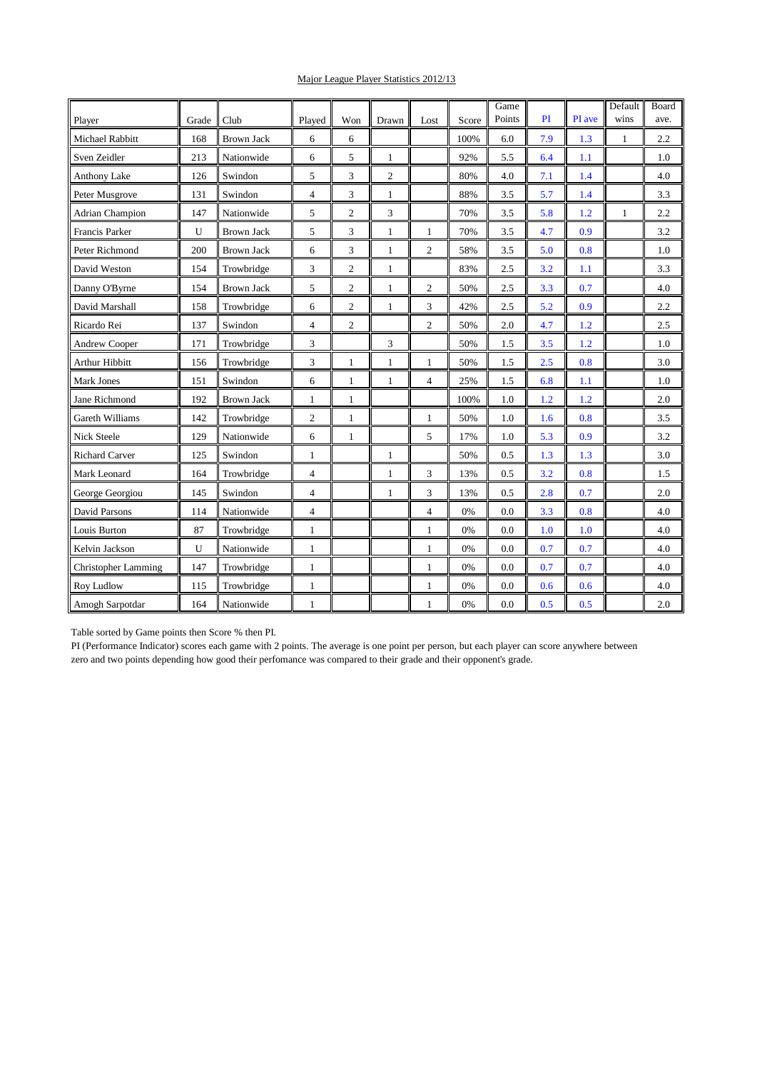Major League Player Statistics 2012/13

| Player | Grade | Club | Played | Won | Drawn | Lost | Score | Game Points | PI | PI ave | Default wins | Board ave. |
|---|---|---|---|---|---|---|---|---|---|---|---|---|
| Michael Rabbitt | 168 | Brown Jack | 6 | 6 | | | 100% | 6.0 | 7.9 | 1.3 | 1 | 2.2 |
| Sven Zeidler | 213 | Nationwide | 6 | 5 | 1 | | 92% | 5.5 | 6.4 | 1.1 | | 1.0 |
| Anthony Lake | 126 | Swindon | 5 | 3 | 2 | | 80% | 4.0 | 7.1 | 1.4 | | 4.0 |
| Peter Musgrove | 131 | Swindon | 4 | 3 | 1 | | 88% | 3.5 | 5.7 | 1.4 | | 3.3 |
| Adrian Champion | 147 | Nationwide | 5 | 2 | 3 | | 70% | 3.5 | 5.8 | 1.2 | 1 | 2.2 |
| Francis Parker | U | Brown Jack | 5 | 3 | 1 | 1 | 70% | 3.5 | 4.7 | 0.9 | | 3.2 |
| Peter Richmond | 200 | Brown Jack | 6 | 3 | 1 | 2 | 58% | 3.5 | 5.0 | 0.8 | | 1.0 |
| David Weston | 154 | Trowbridge | 3 | 2 | 1 | | 83% | 2.5 | 3.2 | 1.1 | | 3.3 |
| Danny O'Byrne | 154 | Brown Jack | 5 | 2 | 1 | 2 | 50% | 2.5 | 3.3 | 0.7 | | 4.0 |
| David Marshall | 158 | Trowbridge | 6 | 2 | 1 | 3 | 42% | 2.5 | 5.2 | 0.9 | | 2.2 |
| Ricardo Rei | 137 | Swindon | 4 | 2 | | 2 | 50% | 2.0 | 4.7 | 1.2 | | 2.5 |
| Andrew Cooper | 171 | Trowbridge | 3 | | 3 | | 50% | 1.5 | 3.5 | 1.2 | | 1.0 |
| Arthur Hibbitt | 156 | Trowbridge | 3 | 1 | 1 | 1 | 50% | 1.5 | 2.5 | 0.8 | | 3.0 |
| Mark Jones | 151 | Swindon | 6 | 1 | 1 | 4 | 25% | 1.5 | 6.8 | 1.1 | | 1.0 |
| Jane Richmond | 192 | Brown Jack | 1 | 1 | | | 100% | 1.0 | 1.2 | 1.2 | | 2.0 |
| Gareth Williams | 142 | Trowbridge | 2 | 1 | | 1 | 50% | 1.0 | 1.6 | 0.8 | | 3.5 |
| Nick Steele | 129 | Nationwide | 6 | 1 | | 5 | 17% | 1.0 | 5.3 | 0.9 | | 3.2 |
| Richard Carver | 125 | Swindon | 1 | | 1 | | 50% | 0.5 | 1.3 | 1.3 | | 3.0 |
| Mark Leonard | 164 | Trowbridge | 4 | | 1 | 3 | 13% | 0.5 | 3.2 | 0.8 | | 1.5 |
| George Georgiou | 145 | Swindon | 4 | | 1 | 3 | 13% | 0.5 | 2.8 | 0.7 | | 2.0 |
| David Parsons | 114 | Nationwide | 4 | | | 4 | 0% | 0.0 | 3.3 | 0.8 | | 4.0 |
| Louis Burton | 87 | Trowbridge | 1 | | | 1 | 0% | 0.0 | 1.0 | 1.0 | | 4.0 |
| Kelvin Jackson | U | Nationwide | 1 | | | 1 | 0% | 0.0 | 0.7 | 0.7 | | 4.0 |
| Christopher Lamming | 147 | Trowbridge | 1 | | | 1 | 0% | 0.0 | 0.7 | 0.7 | | 4.0 |
| Roy Ludlow | 115 | Trowbridge | 1 | | | 1 | 0% | 0.0 | 0.6 | 0.6 | | 4.0 |
| Amogh Sarpotdar | 164 | Nationwide | 1 | | | 1 | 0% | 0.0 | 0.5 | 0.5 | | 2.0 |

Table sorted by Game points then Score % then PI.

PI (Performance Indicator) scores each game with 2 points. The average is one point per person, but each player can score anywhere between zero and two points depending how good their perfomance was compared to their grade and their opponent's grade.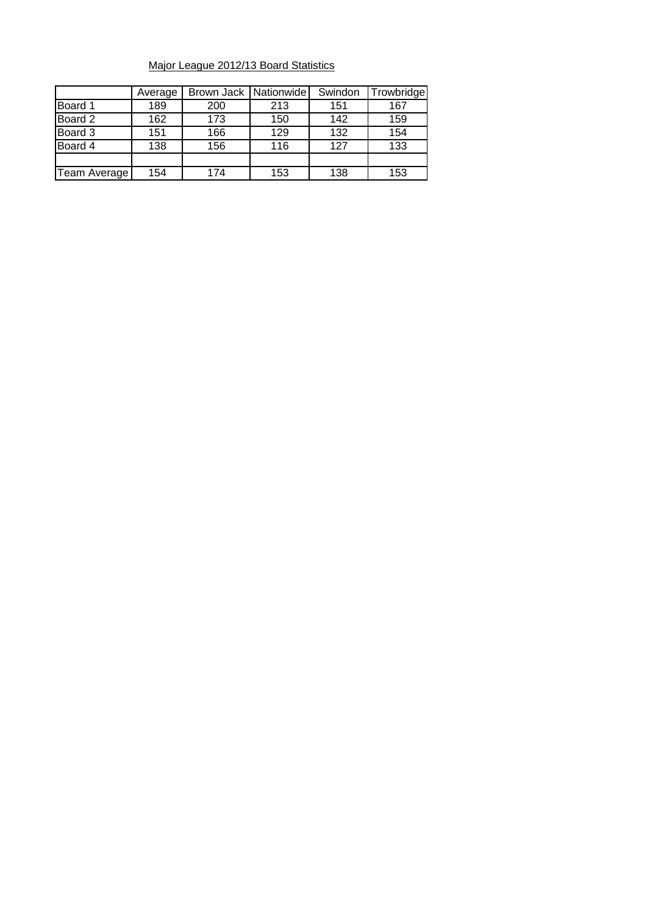Major League 2012/13 Board Statistics

| | Average | Brown Jack | Nationwide | Swindon | Trowbridge |
|---|---|---|---|---|---|
| Board 1 | 189 | 200 | 213 | 151 | 167 |
| Board 2 | 162 | 173 | 150 | 142 | 159 |
| Board 3 | 151 | 166 | 129 | 132 | 154 |
| Board 4 | 138 | 156 | 116 | 127 | 133 |
| | | | | | |
| Team Average | 154 | 174 | 153 | 138 | 153 |